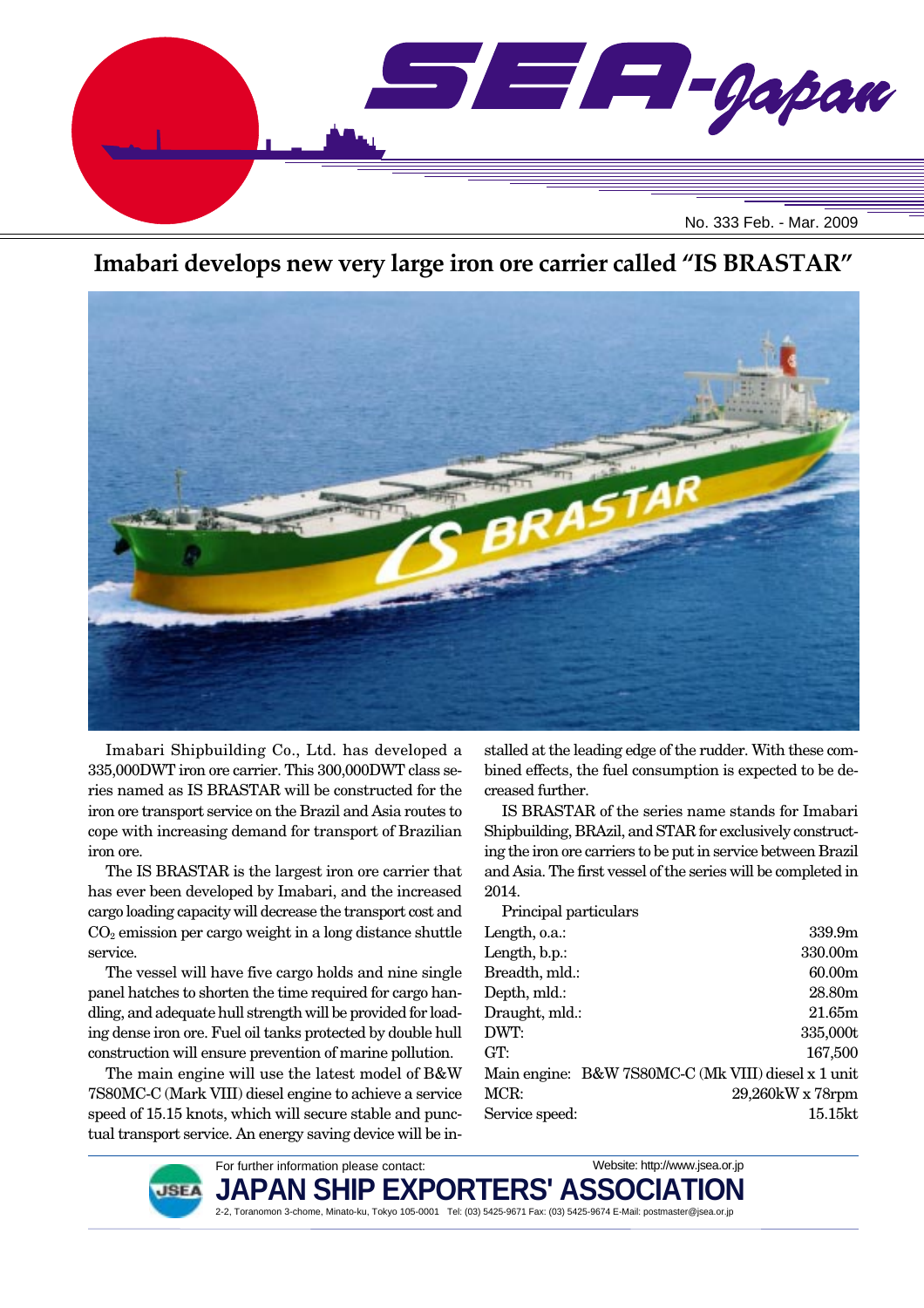# Imabari develops new very large iron ore carrier called "IS BRASTAR"

Imabari Shipbuilding Co., Ltd. has developed a 335,000DWT iron ore carrier. This 300,000DWT class series named as IS BRASTAR will be constructed for the iron ore transport service on the Brazil and Asia routes to cope with increasing demand for transport of Brazilian iron ore.

The IS BRASTAR is the largest iron ore carrier that has ever been developed by Imabari, and the increased cargo loading capacity will decrease the transport cost and $CO_2$ emission per cargo weight in a long distance shuttle service.

The vessel will have five cargo holds and nine single panel hatches to shorten the time required for cargo handling, and adequate hull strength will be provided for loading dense iron ore. Fuel oil tanks protected by double hull construction will ensure prevention of marine pollution.

The main engine will use the latest model of B&W 7S80MC-C (Mark VIII) diesel engine to achieve a service speed of 15.15 knots, which will secure stable and punctual transport service. An energy saving device will be installed at the leading edge of the rudder. With these combined effects, the fuel consumption is expected to be decreased further.

IS BRASTAR of the series name stands for Imabari Shipbuilding, BRAzil, and STAR for exclusively constructing the iron ore carriers to be put in service between Brazil and Asia. The first vessel of the series will be completed in 2014.

Principal particulars

| | |
|---|---|
| Length, o.a.: | 339.9m |
| Length, b.p.: | 330.00m |
| Breadth, mld.: | 60.00m |
| Depth, mld.: | 28.80m |
| Draught, mld.: | 21.65m |
| DWT: | 335,000t |
| GT: | 167,500 |
| Main engine: | B&W 7S80MC-C (Mk VIII) diesel x 1 unit |
| MCR: | 29,260kW x 78rpm |
| Service speed: | 15.15kt |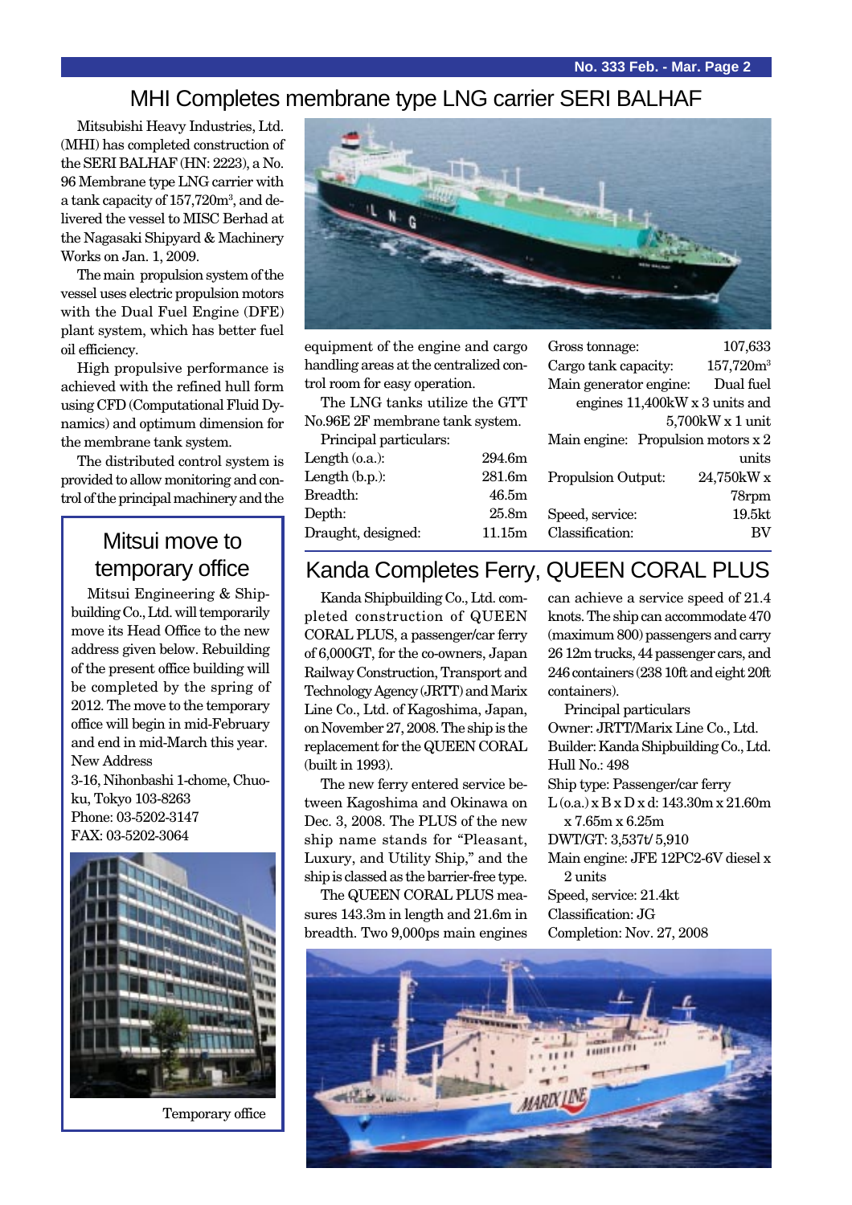## MHI Completes membrane type LNG carrier SERI BALHAF

Mitsubishi Heavy Industries, Ltd. (MHI) has completed construction of the SERI BALHAF (HN: 2223), a No. 96 Membrane type LNG carrier with a tank capacity of 157,720m³, and delivered the vessel to MISC Berhad at the Nagasaki Shipyard & Machinery Works on Jan. 1, 2009.

The main propulsion system of the vessel uses electric propulsion motors with the Dual Fuel Engine (DFE) plant system, which has better fuel oil efficiency.

High propulsive performance is achieved with the refined hull form using CFD (Computational Fluid Dynamics) and optimum dimension for the membrane tank system.

The distributed control system is provided to allow monitoring and control of the principal machinery and the equipment of the engine and cargo handling areas at the centralized control room for easy operation.

The LNG tanks utilize the GTT No.96E 2F membrane tank system.

Principal particulars:

| | |
|---|---|
| Length (o.a.): | 294.6m |
| Length (b.p.): | 281.6m |
| Breadth: | 46.5m |
| Depth: | 25.8m |
| Draught, designed: | 11.15m |
| Gross tonnage: | 107,633 |
| Cargo tank capacity: | 157,720m³ |
| Main generator engine: | Dual fuel engines 11,400kW x 3 units and 5,700kW x 1 unit |
| Main engine: | Propulsion motors x 2 units |
| Propulsion Output: | 24,750kW x 78rpm |
| Speed, service: | 19.5kt |
| Classification: | BV |

## Mitsui move to temporary office

Mitsui Engineering & Shipbuilding Co., Ltd. will temporarily move its Head Office to the new address given below. Rebuilding of the present office building will be completed by the spring of 2012. The move to the temporary office will begin in mid-February and end in mid-March this year.

New Address
3-16, Nihonbashi 1-chome, Chuo-ku, Tokyo 103-8263
Phone: 03-5202-3147
FAX: 03-5202-3064

Temporary office

## Kanda Completes Ferry, QUEEN CORAL PLUS

Kanda Shipbuilding Co., Ltd. completed construction of QUEEN CORAL PLUS, a passenger/car ferry of 6,000GT, for the co-owners, Japan Railway Construction, Transport and Technology Agency (JRTT) and Marix Line Co., Ltd. of Kagoshima, Japan, on November 27, 2008. The ship is the replacement for the QUEEN CORAL (built in 1993).

The new ferry entered service between Kagoshima and Okinawa on Dec. 3, 2008. The PLUS of the new ship name stands for "Pleasant, Luxury, and Utility Ship," and the ship is classed as the barrier-free type.

The QUEEN CORAL PLUS measures 143.3m in length and 21.6m in breadth. Two 9,000ps main engines can achieve a service speed of 21.4 knots. The ship can accommodate 470 (maximum 800) passengers and carry 26 12m trucks, 44 passenger cars, and 246 containers (238 10ft and eight 20ft containers).

Principal particulars

Owner: JRTT/Marix Line Co., Ltd.
Builder: Kanda Shipbuilding Co., Ltd.
Hull No.: 498
Ship type: Passenger/car ferry
L (o.a.) x B x D x d: 143.30m x 21.60m x 7.65m x 6.25m
DWT/GT: 3,537t/ 5,910
Main engine: JFE 12PC2-6V diesel x 2 units
Speed, service: 21.4kt
Classification: JG
Completion: Nov. 27, 2008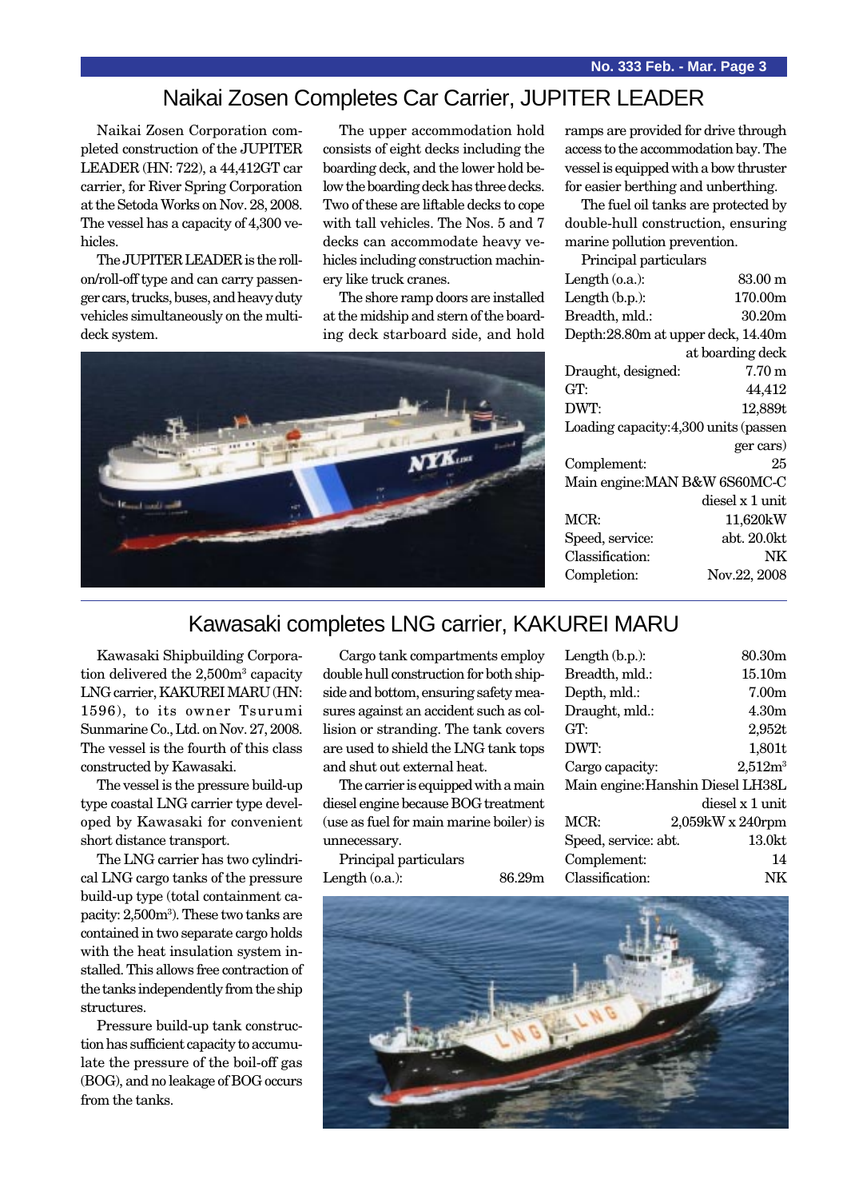## Naikai Zosen Completes Car Carrier, JUPITER LEADER

Naikai Zosen Corporation completed construction of the JUPITER LEADER (HN: 722), a 44,412GT car carrier, for River Spring Corporation at the Setoda Works on Nov. 28, 2008. The vessel has a capacity of 4,300 vehicles.

The JUPITER LEADER is the roll-on/roll-off type and can carry passenger cars, trucks, buses, and heavy duty vehicles simultaneously on the multi-deck system.

The upper accommodation hold consists of eight decks including the boarding deck, and the lower hold below the boarding deck has three decks. Two of these are liftable decks to cope with tall vehicles. The Nos. 5 and 7 decks can accommodate heavy vehicles including construction machinery like truck cranes.

The shore ramp doors are installed at the midship and stern of the boarding deck starboard side, and hold ramps are provided for drive through access to the accommodation bay. The vessel is equipped with a bow thruster for easier berthing and unberthing.

The fuel oil tanks are protected by double-hull construction, ensuring marine pollution prevention.

Principal particulars

| | |
|---|---|
| Length (o.a.): | 83.00 m |
| Length (b.p.): | 170.00m |
| Breadth, mld.: | 30.20m |
| Depth: | 28.80m at upper deck, 14.40m at boarding deck |
| Draught, designed: | 7.70 m |
| GT: | 44,412 |
| DWT: | 12,889t |
| Loading capacity: | 4,300 units (passenger cars) |
| Complement: | 25 |
| Main engine: | MAN B&W 6S60MC-C diesel x 1 unit |
| MCR: | 11,620kW |
| Speed, service: | abt. 20.0kt |
| Classification: | NK |
| Completion: | Nov.22, 2008 |

## Kawasaki completes LNG carrier, KAKUREI MARU

Kawasaki Shipbuilding Corporation delivered the 2,500m³ capacity LNG carrier, KAKUREI MARU (HN: 1596), to its owner Tsurumi Sunmarine Co., Ltd. on Nov. 27, 2008. The vessel is the fourth of this class constructed by Kawasaki.

The vessel is the pressure build-up type coastal LNG carrier type developed by Kawasaki for convenient short distance transport.

The LNG carrier has two cylindrical LNG cargo tanks of the pressure build-up type (total containment capacity: 2,500m³). These two tanks are contained in two separate cargo holds with the heat insulation system installed. This allows free contraction of the tanks independently from the ship structures.

Pressure build-up tank construction has sufficient capacity to accumulate the pressure of the boil-off gas (BOG), and no leakage of BOG occurs from the tanks.

Cargo tank compartments employ double hull construction for both shipside and bottom, ensuring safety measures against an accident such as collision or stranding. The tank covers are used to shield the LNG tank tops and shut out external heat.

The carrier is equipped with a main diesel engine because BOG treatment (use as fuel for main marine boiler) is unnecessary.

Principal particulars

| | |
|---|---|
| Length (o.a.): | 86.29m |
| Length (b.p.): | 80.30m |
| Breadth, mld.: | 15.10m |
| Depth, mld.: | 7.00m |
| Draught, mld.: | 4.30m |
| GT: | 2,952t |
| DWT: | 1,801t |
| Cargo capacity: | 2,512m³ |
| Main engine: | Hanshin Diesel LH38L diesel x 1 unit |
| MCR: | 2,059kW x 240rpm |
| Speed, service: abt. | 13.0kt |
| Complement: | 14 |
| Classification: | NK |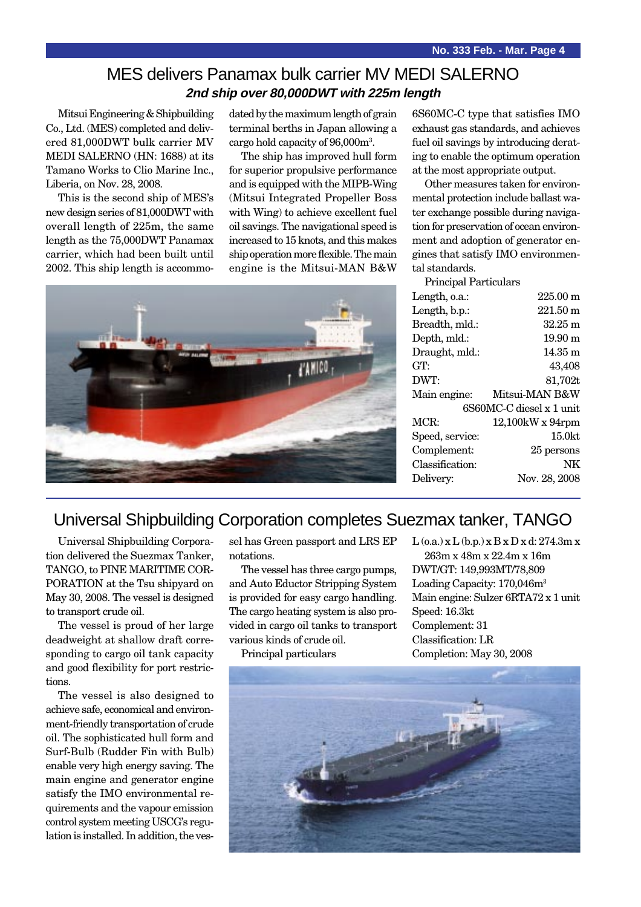# MES delivers Panamax bulk carrier MV MEDI SALERNO

***2nd ship over 80,000DWT with 225m length***

Mitsui Engineering & Shipbuilding Co., Ltd. (MES) completed and delivered 81,000DWT bulk carrier MV MEDI SALERNO (HN: 1688) at its Tamano Works to Clio Marine Inc., Liberia, on Nov. 28, 2008.

This is the second ship of MES's new design series of 81,000DWT with overall length of 225m, the same length as the 75,000DWT Panamax carrier, which had been built until 2002. This ship length is accommodated by the maximum length of grain terminal berths in Japan allowing a cargo hold capacity of 96,000m³.

The ship has improved hull form for superior propulsive performance and is equipped with the MIPB-Wing (Mitsui Integrated Propeller Boss with Wing) to achieve excellent fuel oil savings. The navigational speed is increased to 15 knots, and this makes ship operation more flexible. The main engine is the Mitsui-MAN B&W 6S60MC-C type that satisfies IMO exhaust gas standards, and achieves fuel oil savings by introducing derating to enable the optimum operation at the most appropriate output.

Other measures taken for environmental protection include ballast water exchange possible during navigation for preservation of ocean environment and adoption of generator engines that satisfy IMO environmental standards.

Principal Particulars

| | |
|---|---|
| Length, o.a.: | 225.00 m |
| Length, b.p.: | 221.50 m |
| Breadth, mld.: | 32.25 m |
| Depth, mld.: | 19.90 m |
| Draught, mld.: | 14.35 m |
| GT: | 43,408 |
| DWT: | 81,702t |
| Main engine: | Mitsui-MAN B&W 6S60MC-C diesel x 1 unit |
| MCR: | 12,100kW x 94rpm |
| Speed, service: | 15.0kt |
| Complement: | 25 persons |
| Classification: | NK |
| Delivery: | Nov. 28, 2008 |

# Universal Shipbuilding Corporation completes Suezmax tanker, TANGO

Universal Shipbuilding Corporation delivered the Suezmax Tanker, TANGO, to PINE MARITIME CORPORATION at the Tsu shipyard on May 30, 2008. The vessel is designed to transport crude oil.

The vessel is proud of her large deadweight at shallow draft corresponding to cargo oil tank capacity and good flexibility for port restrictions.

The vessel is also designed to achieve safe, economical and environment-friendly transportation of crude oil. The sophisticated hull form and Surf-Bulb (Rudder Fin with Bulb) enable very high energy saving. The main engine and generator engine satisfy the IMO environmental requirements and the vapour emission control system meeting USCG's regulation is installed. In addition, the vessel has Green passport and LRS EP notations.

The vessel has three cargo pumps, and Auto Eductor Stripping System is provided for easy cargo handling. The cargo heating system is also provided in cargo oil tanks to transport various kinds of crude oil.

Principal particulars

L (o.a.) x L (b.p.) x B x D x d: 274.3m x 263m x 48m x 22.4m x 16m
DWT/GT: 149,993MT/78,809
Loading Capacity: 170,046m³
Main engine: Sulzer 6RTA72 x 1 unit
Speed: 16.3kt
Complement: 31
Classification: LR
Completion: May 30, 2008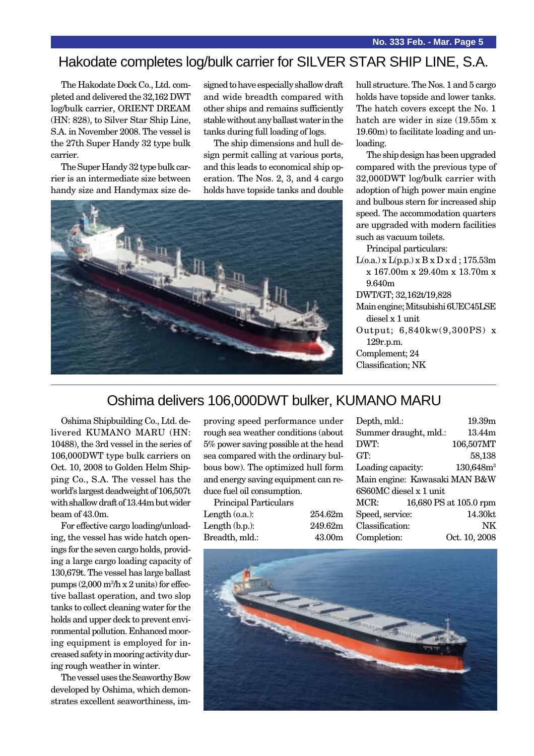## Hakodate completes log/bulk carrier for SILVER STAR SHIP LINE, S.A.

The Hakodate Dock Co., Ltd. completed and delivered the 32,162 DWT log/bulk carrier, ORIENT DREAM (HN: 828), to Silver Star Ship Line, S.A. in November 2008. The vessel is the 27th Super Handy 32 type bulk carrier.

The Super Handy 32 type bulk carrier is an intermediate size between handy size and Handymax size designed to have especially shallow draft and wide breadth compared with other ships and remains sufficiently stable without any ballast water in the tanks during full loading of logs.

The ship dimensions and hull design permit calling at various ports, and this leads to economical ship operation. The Nos. 2, 3, and 4 cargo holds have topside tanks and double hull structure. The Nos. 1 and 5 cargo holds have topside and lower tanks. The hatch covers except the No. 1 hatch are wider in size (19.55m x 19.60m) to facilitate loading and unloading.

The ship design has been upgraded compared with the previous type of 32,000DWT log/bulk carrier with adoption of high power main engine and bulbous stern for increased ship speed. The accommodation quarters are upgraded with modern facilities such as vacuum toilets.

Principal particulars:

L(o.a.) x L(p.p.) x B x D x d ; 175.53m x 167.00m x 29.40m x 13.70m x 9.640m
DWT/GT; 32,162t/19,828
Main engine; Mitsubishi 6UEC45LSE diesel x 1 unit
Output; 6,840kw(9,300PS) x 129r.p.m.
Complement; 24
Classification; NK

## Oshima delivers 106,000DWT bulker, KUMANO MARU

Oshima Shipbuilding Co., Ltd. delivered KUMANO MARU (HN: 10488), the 3rd vessel in the series of 106,000DWT type bulk carriers on Oct. 10, 2008 to Golden Helm Shipping Co., S.A. The vessel has the world's largest deadweight of 106,507t with shallow draft of 13.44m but wider beam of 43.0m.

For effective cargo loading/unloading, the vessel has wide hatch openings for the seven cargo holds, providing a large cargo loading capacity of 130,679t. The vessel has large ballast pumps (2,000 m$^3$/h x 2 units) for effective ballast operation, and two slop tanks to collect cleaning water for the holds and upper deck to prevent environmental pollution. Enhanced mooring equipment is employed for increased safety in mooring activity during rough weather in winter.

The vessel uses the Seaworthy Bow developed by Oshima, which demonstrates excellent seaworthiness, improving speed performance under rough sea weather conditions (about 5% power saving possible at the head sea compared with the ordinary bulbous bow). The optimized hull form and energy saving equipment can reduce fuel oil consumption.

Principal Particulars

| | |
|---|---|
| Length (o.a.): | 254.62m |
| Length (b.p.): | 249.62m |
| Breadth, mld.: | 43.00m |
| Depth, mld.: | 19.39m |
| Summer draught, mld.: | 13.44m |
| DWT: | 106,507MT |
| GT: | 58,138 |
| Loading capacity: | 130,648m$^3$ |
| Main engine: | Kawasaki MAN B&W 6S60MC diesel x 1 unit |
| MCR: | 16,680 PS at 105.0 rpm |
| Speed, service: | 14.30kt |
| Classification: | NK |
| Completion: | Oct. 10, 2008 |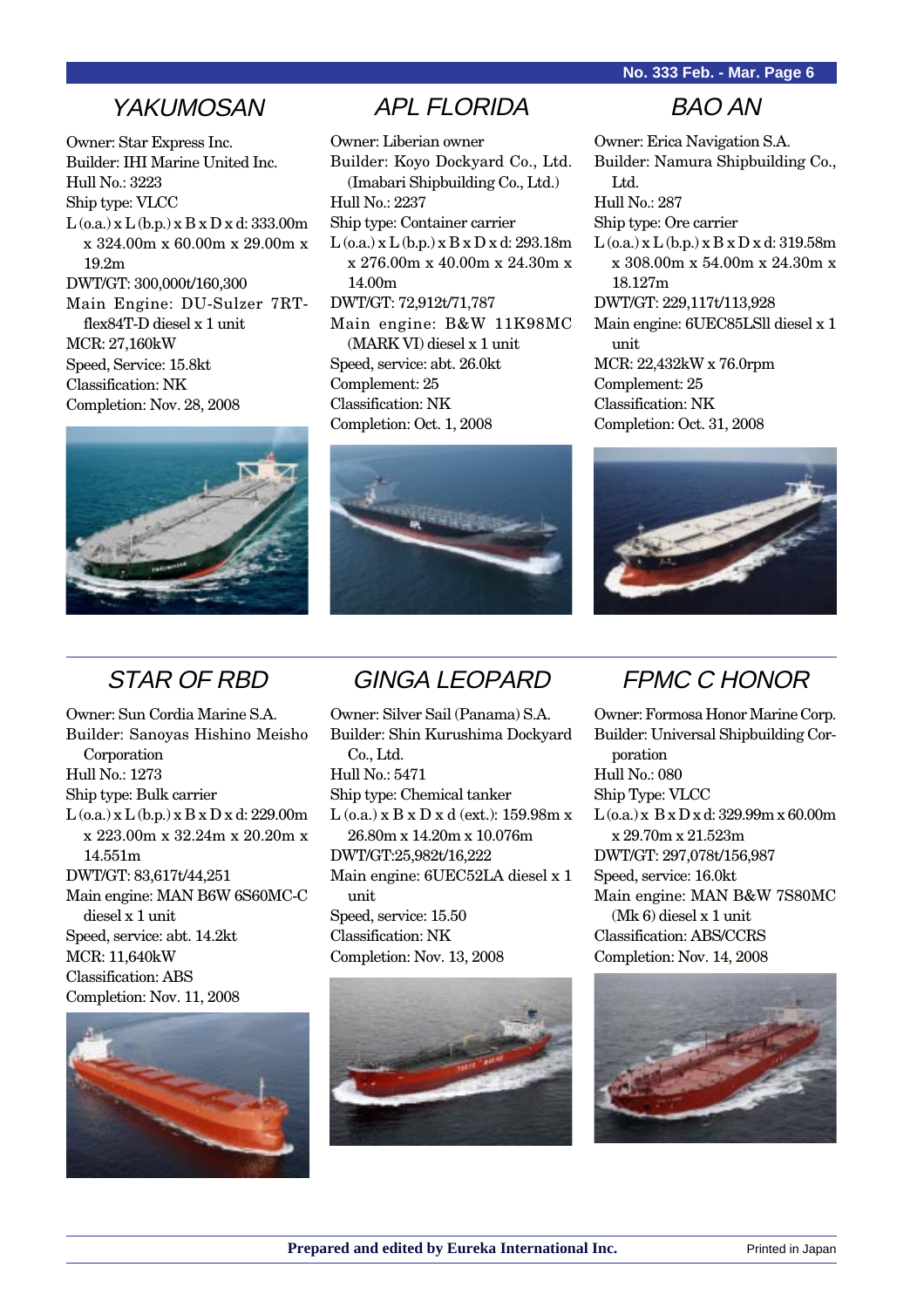## YAKUMOSAN

Owner: Star Express Inc.
Builder: IHI Marine United Inc.
Hull No.: 3223
Ship type: VLCC
L (o.a.) x L (b.p.) x B x D x d: 333.00m x 324.00m x 60.00m x 29.00m x 19.2m
DWT/GT: 300,000t/160,300
Main Engine: DU-Sulzer 7RT-flex84T-D diesel x 1 unit
MCR: 27,160kW
Speed, Service: 15.8kt
Classification: NK
Completion: Nov. 28, 2008

## APL FLORIDA

Owner: Liberian owner
Builder: Koyo Dockyard Co., Ltd. (Imabari Shipbuilding Co., Ltd.)
Hull No.: 2237
Ship type: Container carrier
L (o.a.) x L (b.p.) x B x D x d: 293.18m x 276.00m x 40.00m x 24.30m x 14.00m
DWT/GT: 72,912t/71,787
Main engine: B&W 11K98MC (MARK VI) diesel x 1 unit
Speed, service: abt. 26.0kt
Complement: 25
Classification: NK
Completion: Oct. 1, 2008

## BAO AN

Owner: Erica Navigation S.A.
Builder: Namura Shipbuilding Co., Ltd.
Hull No.: 287
Ship type: Ore carrier
L (o.a.) x L (b.p.) x B x D x d: 319.58m x 308.00m x 54.00m x 24.30m x 18.127m
DWT/GT: 229,117t/113,928
Main engine: 6UEC85LSII diesel x 1 unit
MCR: 22,432kW x 76.0rpm
Complement: 25
Classification: NK
Completion: Oct. 31, 2008

## STAR OF RBD

Owner: Sun Cordia Marine S.A.
Builder: Sanoyas Hishino Meisho Corporation
Hull No.: 1273
Ship type: Bulk carrier
L (o.a.) x L (b.p.) x B x D x d: 229.00m x 223.00m x 32.24m x 20.20m x 14.551m
DWT/GT: 83,617t/44,251
Main engine: MAN B6W 6S60MC-C diesel x 1 unit
Speed, service: abt. 14.2kt
MCR: 11,640kW
Classification: ABS
Completion: Nov. 11, 2008

## GINGA LEOPARD

Owner: Silver Sail (Panama) S.A.
Builder: Shin Kurushima Dockyard Co., Ltd.
Hull No.: 5471
Ship type: Chemical tanker
L (o.a.) x B x D x d (ext.): 159.98m x 26.80m x 14.20m x 10.076m
DWT/GT:25,982t/16,222
Main engine: 6UEC52LA diesel x 1 unit
Speed, service: 15.50
Classification: NK
Completion: Nov. 13, 2008

## FPMC C HONOR

Owner: Formosa Honor Marine Corp.
Builder: Universal Shipbuilding Corporation
Hull No.: 080
Ship Type: VLCC
L (o.a.) x B x D x d: 329.99m x 60.00m x 29.70m x 21.523m
DWT/GT: 297,078t/156,987
Speed, service: 16.0kt
Main engine: MAN B&W 7S80MC (Mk 6) diesel x 1 unit
Classification: ABS/CCRS
Completion: Nov. 14, 2008

**Prepared and edited by Eureka International Inc.**

Printed in Japan